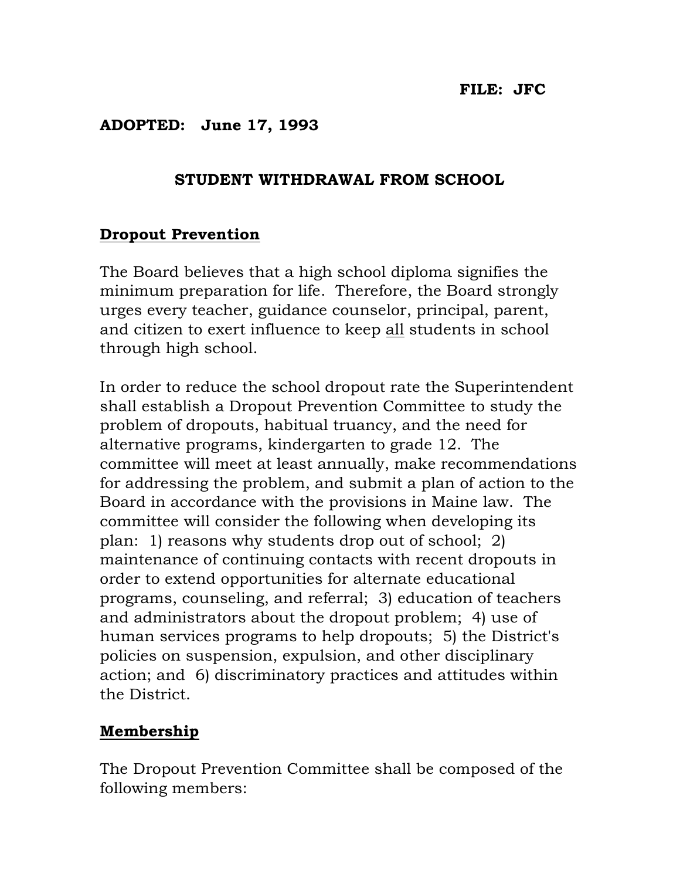**FILE: JFC**

**ADOPTED: June 17, 1993**

# STUDENT WITHDRAWAL FROM SCHOOL

## Dropout Prevention

The Board believes that a high school diploma signifies the minimum preparation for life. Therefore, the Board strongly urges every teacher, guidance counselor, principal, parent, and citizen to exert influence to keep all students in school through high school.

In order to reduce the school dropout rate the Superintendent shall establish a Dropout Prevention Committee to study the problem of dropouts, habitual truancy, and the need for alternative programs, kindergarten to grade 12. The committee will meet at least annually, make recommendations for addressing the problem, and submit a plan of action to the Board in accordance with the provisions in Maine law. The committee will consider the following when developing its plan: 1) reasons why students drop out of school; 2) maintenance of continuing contacts with recent dropouts in order to extend opportunities for alternate educational programs, counseling, and referral; 3) education of teachers and administrators about the dropout problem; 4) use of human services programs to help dropouts; 5) the District's policies on suspension, expulsion, and other disciplinary action; and 6) discriminatory practices and attitudes within the District.

## Membership

The Dropout Prevention Committee shall be composed of the following members: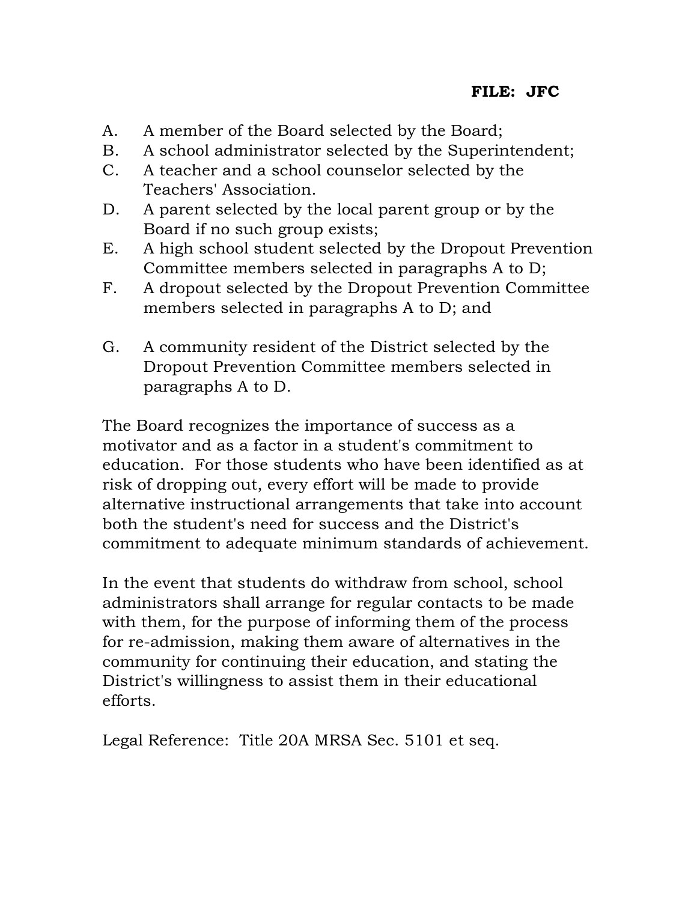A. A member of the Board selected by the Board;
B. A school administrator selected by the Superintendent;
C. A teacher and a school counselor selected by the Teachers' Association.
D. A parent selected by the local parent group or by the Board if no such group exists;
E. A high school student selected by the Dropout Prevention Committee members selected in paragraphs A to D;
F. A dropout selected by the Dropout Prevention Committee members selected in paragraphs A to D; and
G. A community resident of the District selected by the Dropout Prevention Committee members selected in paragraphs A to D.

The Board recognizes the importance of success as a motivator and as a factor in a student's commitment to education. For those students who have been identified as at risk of dropping out, every effort will be made to provide alternative instructional arrangements that take into account both the student's need for success and the District's commitment to adequate minimum standards of achievement.

In the event that students do withdraw from school, school administrators shall arrange for regular contacts to be made with them, for the purpose of informing them of the process for re-admission, making them aware of alternatives in the community for continuing their education, and stating the District's willingness to assist them in their educational efforts.

Legal Reference: Title 20A MRSA Sec. 5101 et seq.